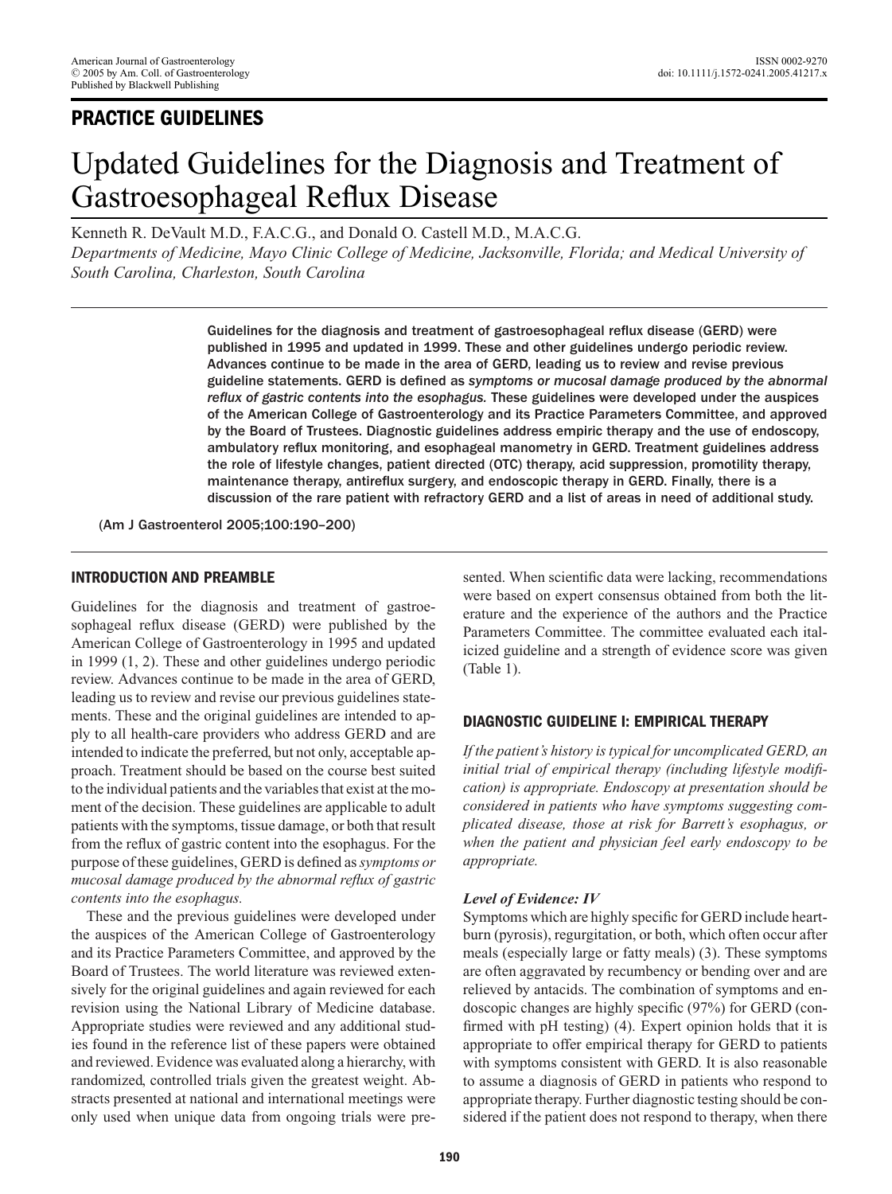## PRACTICE GUIDELINES

# Updated Guidelines for the Diagnosis and Treatment of Gastroesophageal Reflux Disease

Kenneth R. DeVault M.D., F.A.C.G., and Donald O. Castell M.D., M.A.C.G.

*Departments of Medicine, Mayo Clinic College of Medicine, Jacksonville, Florida; and Medical University of South Carolina, Charleston, South Carolina*

Guidelines for the diagnosis and treatment of gastroesophageal reflux disease (GERD) were published in 1995 and updated in 1999. These and other guidelines undergo periodic review. Advances continue to be made in the area of GERD, leading us to review and revise previous guideline statements. GERD is defined as *symptoms or mucosal damage produced by the abnormal reflux of gastric contents into the esophagus.* These guidelines were developed under the auspices of the American College of Gastroenterology and its Practice Parameters Committee, and approved by the Board of Trustees. Diagnostic guidelines address empiric therapy and the use of endoscopy, ambulatory reflux monitoring, and esophageal manometry in GERD. Treatment guidelines address the role of lifestyle changes, patient directed (OTC) therapy, acid suppression, promotility therapy, maintenance therapy, antireflux surgery, and endoscopic therapy in GERD. Finally, there is a discussion of the rare patient with refractory GERD and a list of areas in need of additional study.

(Am J Gastroenterol 2005;100:190–200)

## INTRODUCTION AND PREAMBLE

Guidelines for the diagnosis and treatment of gastroesophageal reflux disease (GERD) were published by the American College of Gastroenterology in 1995 and updated in 1999 (1, 2). These and other guidelines undergo periodic review. Advances continue to be made in the area of GERD, leading us to review and revise our previous guidelines statements. These and the original guidelines are intended to apply to all health-care providers who address GERD and are intended to indicate the preferred, but not only, acceptable approach. Treatment should be based on the course best suited to the individual patients and the variables that exist at the moment of the decision. These guidelines are applicable to adult patients with the symptoms, tissue damage, or both that result from the reflux of gastric content into the esophagus. For the purpose of these guidelines, GERD is defined as *symptoms or mucosal damage produced by the abnormal reflux of gastric contents into the esophagus.*

These and the previous guidelines were developed under the auspices of the American College of Gastroenterology and its Practice Parameters Committee, and approved by the Board of Trustees. The world literature was reviewed extensively for the original guidelines and again reviewed for each revision using the National Library of Medicine database. Appropriate studies were reviewed and any additional studies found in the reference list of these papers were obtained and reviewed. Evidence was evaluated along a hierarchy, with randomized, controlled trials given the greatest weight. Abstracts presented at national and international meetings were only used when unique data from ongoing trials were presented. When scientific data were lacking, recommendations were based on expert consensus obtained from both the literature and the experience of the authors and the Practice Parameters Committee. The committee evaluated each italicized guideline and a strength of evidence score was given (Table 1).

## DIAGNOSTIC GUIDELINE I: EMPIRICAL THERAPY

*If the patient's history is typical for uncomplicated GERD, an initial trial of empirical therapy (including lifestyle modification) is appropriate. Endoscopy at presentation should be considered in patients who have symptoms suggesting complicated disease, those at risk for Barrett's esophagus, or when the patient and physician feel early endoscopy to be appropriate.*

### *Level of Evidence: IV*

Symptoms which are highly specific for GERD include heartburn (pyrosis), regurgitation, or both, which often occur after meals (especially large or fatty meals) (3). These symptoms are often aggravated by recumbency or bending over and are relieved by antacids. The combination of symptoms and endoscopic changes are highly specific (97%) for GERD (confirmed with pH testing) (4). Expert opinion holds that it is appropriate to offer empirical therapy for GERD to patients with symptoms consistent with GERD. It is also reasonable to assume a diagnosis of GERD in patients who respond to appropriate therapy. Further diagnostic testing should be considered if the patient does not respond to therapy, when there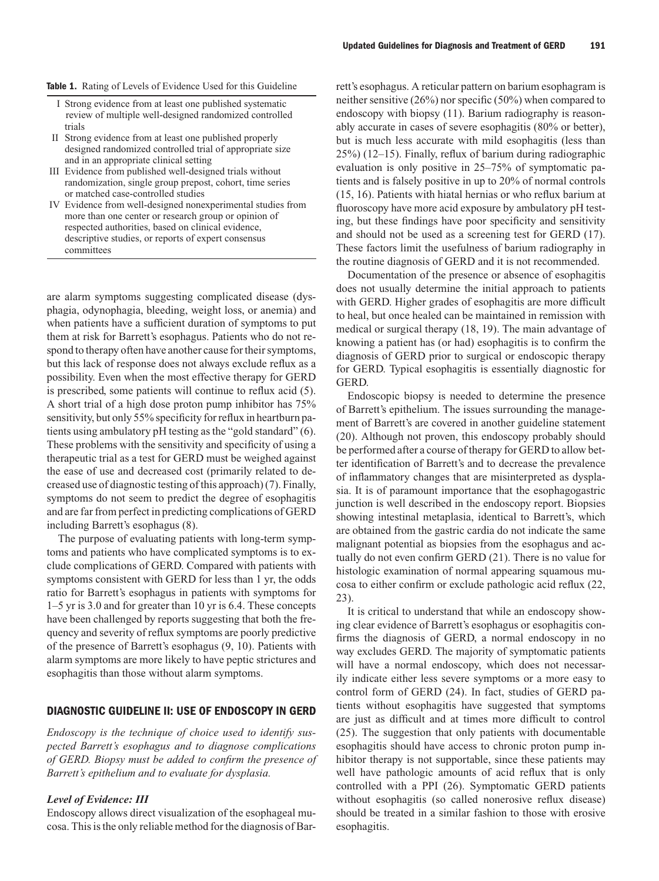**Table 1.** Rating of Levels of Evidence Used for this Guideline

| | |
|---|---|
| I | Strong evidence from at least one published systematic review of multiple well-designed randomized controlled trials |
| II | Strong evidence from at least one published properly designed randomized controlled trial of appropriate size and in an appropriate clinical setting |
| III | Evidence from published well-designed trials without randomization, single group prepost, cohort, time series or matched case-controlled studies |
| IV | Evidence from well-designed nonexperimental studies from more than one center or research group or opinion of respected authorities, based on clinical evidence, descriptive studies, or reports of expert consensus committees |

are alarm symptoms suggesting complicated disease (dysphagia, odynophagia, bleeding, weight loss, or anemia) and when patients have a sufficient duration of symptoms to put them at risk for Barrett's esophagus. Patients who do not respond to therapy often have another cause for their symptoms, but this lack of response does not always exclude reflux as a possibility. Even when the most effective therapy for GERD is prescribed, some patients will continue to reflux acid (5). A short trial of a high dose proton pump inhibitor has 75% sensitivity, but only 55% specificity for reflux in heartburn patients using ambulatory pH testing as the "gold standard" (6). These problems with the sensitivity and specificity of using a therapeutic trial as a test for GERD must be weighed against the ease of use and decreased cost (primarily related to decreased use of diagnostic testing of this approach) (7). Finally, symptoms do not seem to predict the degree of esophagitis and are far from perfect in predicting complications of GERD including Barrett's esophagus (8).

The purpose of evaluating patients with long-term symptoms and patients who have complicated symptoms is to exclude complications of GERD. Compared with patients with symptoms consistent with GERD for less than 1 yr, the odds ratio for Barrett's esophagus in patients with symptoms for 1–5 yr is 3.0 and for greater than 10 yr is 6.4. These concepts have been challenged by reports suggesting that both the frequency and severity of reflux symptoms are poorly predictive of the presence of Barrett's esophagus (9, 10). Patients with alarm symptoms are more likely to have peptic strictures and esophagitis than those without alarm symptoms.

## DIAGNOSTIC GUIDELINE II: USE OF ENDOSCOPY IN GERD

*Endoscopy is the technique of choice used to identify suspected Barrett's esophagus and to diagnose complications of GERD. Biopsy must be added to confirm the presence of Barrett's epithelium and to evaluate for dysplasia.*

### *Level of Evidence: III*

Endoscopy allows direct visualization of the esophageal mucosa. This is the only reliable method for the diagnosis of Barrett's esophagus. A reticular pattern on barium esophagram is neither sensitive (26%) nor specific (50%) when compared to endoscopy with biopsy (11). Barium radiography is reasonably accurate in cases of severe esophagitis (80% or better), but is much less accurate with mild esophagitis (less than 25%) (12–15). Finally, reflux of barium during radiographic evaluation is only positive in 25–75% of symptomatic patients and is falsely positive in up to 20% of normal controls (15, 16). Patients with hiatal hernias or who reflux barium at fluoroscopy have more acid exposure by ambulatory pH testing, but these findings have poor specificity and sensitivity and should not be used as a screening test for GERD (17). These factors limit the usefulness of barium radiography in the routine diagnosis of GERD and it is not recommended.

Documentation of the presence or absence of esophagitis does not usually determine the initial approach to patients with GERD. Higher grades of esophagitis are more difficult to heal, but once healed can be maintained in remission with medical or surgical therapy (18, 19). The main advantage of knowing a patient has (or had) esophagitis is to confirm the diagnosis of GERD prior to surgical or endoscopic therapy for GERD. Typical esophagitis is essentially diagnostic for GERD.

Endoscopic biopsy is needed to determine the presence of Barrett's epithelium. The issues surrounding the management of Barrett's are covered in another guideline statement (20). Although not proven, this endoscopy probably should be performed after a course of therapy for GERD to allow better identification of Barrett's and to decrease the prevalence of inflammatory changes that are misinterpreted as dysplasia. It is of paramount importance that the esophagogastric junction is well described in the endoscopy report. Biopsies showing intestinal metaplasia, identical to Barrett's, which are obtained from the gastric cardia do not indicate the same malignant potential as biopsies from the esophagus and actually do not even confirm GERD (21). There is no value for histologic examination of normal appearing squamous mucosa to either confirm or exclude pathologic acid reflux (22, 23).

It is critical to understand that while an endoscopy showing clear evidence of Barrett's esophagus or esophagitis confirms the diagnosis of GERD, a normal endoscopy in no way excludes GERD. The majority of symptomatic patients will have a normal endoscopy, which does not necessarily indicate either less severe symptoms or a more easy to control form of GERD (24). In fact, studies of GERD patients without esophagitis have suggested that symptoms are just as difficult and at times more difficult to control (25). The suggestion that only patients with documentable esophagitis should have access to chronic proton pump inhibitor therapy is not supportable, since these patients may well have pathologic amounts of acid reflux that is only controlled with a PPI (26). Symptomatic GERD patients without esophagitis (so called nonerosive reflux disease) should be treated in a similar fashion to those with erosive esophagitis.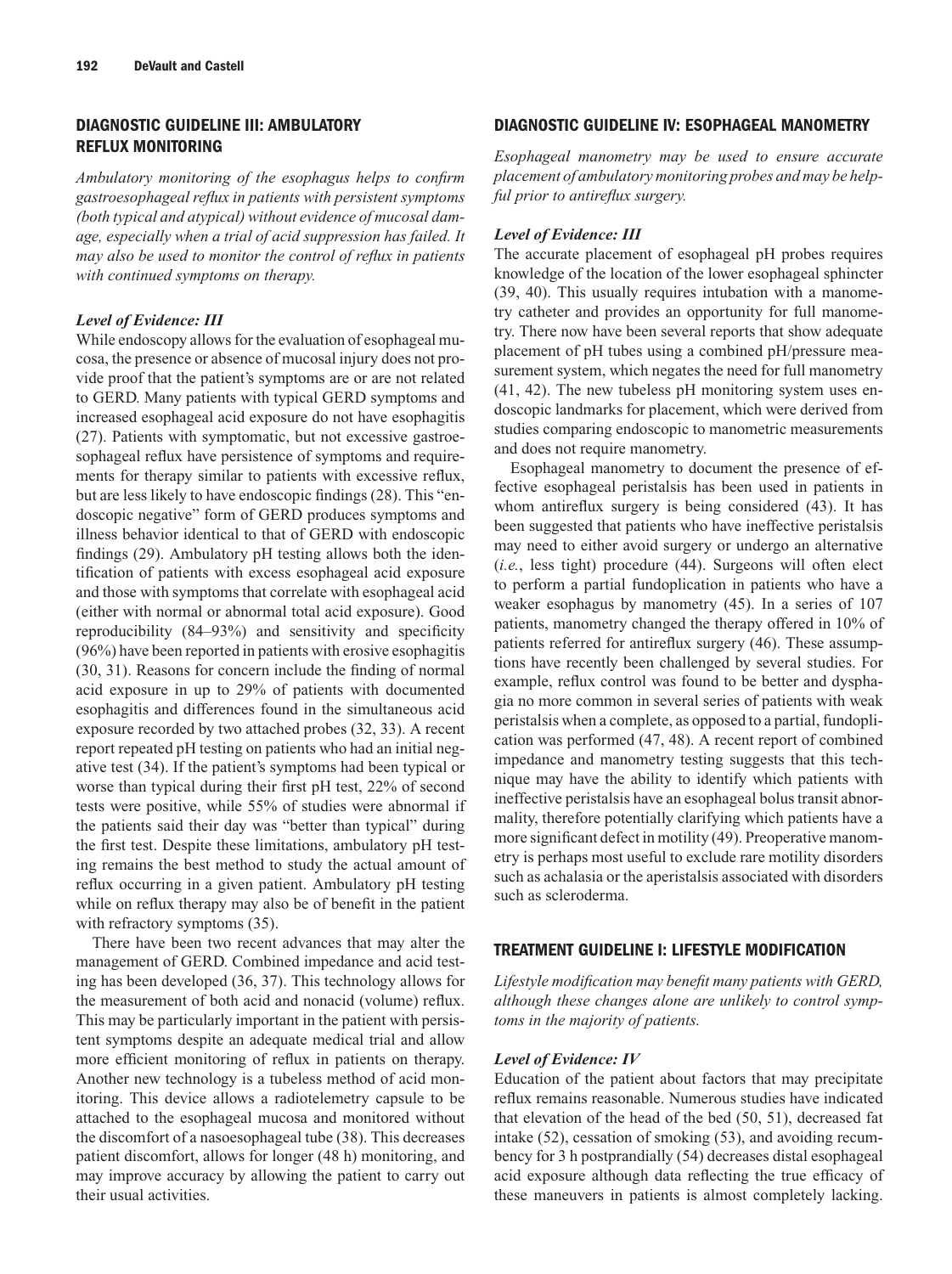## DIAGNOSTIC GUIDELINE III: AMBULATORY REFLUX MONITORING

*Ambulatory monitoring of the esophagus helps to confirm gastroesophageal reflux in patients with persistent symptoms (both typical and atypical) without evidence of mucosal damage, especially when a trial of acid suppression has failed. It may also be used to monitor the control of reflux in patients with continued symptoms on therapy.*

### *Level of Evidence: III*

While endoscopy allows for the evaluation of esophageal mucosa, the presence or absence of mucosal injury does not provide proof that the patient's symptoms are or are not related to GERD. Many patients with typical GERD symptoms and increased esophageal acid exposure do not have esophagitis (27). Patients with symptomatic, but not excessive gastroesophageal reflux have persistence of symptoms and requirements for therapy similar to patients with excessive reflux, but are less likely to have endoscopic findings (28). This "endoscopic negative" form of GERD produces symptoms and illness behavior identical to that of GERD with endoscopic findings (29). Ambulatory pH testing allows both the identification of patients with excess esophageal acid exposure and those with symptoms that correlate with esophageal acid (either with normal or abnormal total acid exposure). Good reproducibility (84–93%) and sensitivity and specificity (96%) have been reported in patients with erosive esophagitis (30, 31). Reasons for concern include the finding of normal acid exposure in up to 29% of patients with documented esophagitis and differences found in the simultaneous acid exposure recorded by two attached probes (32, 33). A recent report repeated pH testing on patients who had an initial negative test (34). If the patient's symptoms had been typical or worse than typical during their first pH test, 22% of second tests were positive, while 55% of studies were abnormal if the patients said their day was "better than typical" during the first test. Despite these limitations, ambulatory pH testing remains the best method to study the actual amount of reflux occurring in a given patient. Ambulatory pH testing while on reflux therapy may also be of benefit in the patient with refractory symptoms (35).

There have been two recent advances that may alter the management of GERD. Combined impedance and acid testing has been developed (36, 37). This technology allows for the measurement of both acid and nonacid (volume) reflux. This may be particularly important in the patient with persistent symptoms despite an adequate medical trial and allow more efficient monitoring of reflux in patients on therapy. Another new technology is a tubeless method of acid monitoring. This device allows a radiotelemetry capsule to be attached to the esophageal mucosa and monitored without the discomfort of a nasoesophageal tube (38). This decreases patient discomfort, allows for longer (48 h) monitoring, and may improve accuracy by allowing the patient to carry out their usual activities.

## DIAGNOSTIC GUIDELINE IV: ESOPHAGEAL MANOMETRY

*Esophageal manometry may be used to ensure accurate placement of ambulatory monitoring probes and may be helpful prior to antireflux surgery.*

### *Level of Evidence: III*

The accurate placement of esophageal pH probes requires knowledge of the location of the lower esophageal sphincter (39, 40). This usually requires intubation with a manometry catheter and provides an opportunity for full manometry. There now have been several reports that show adequate placement of pH tubes using a combined pH/pressure measurement system, which negates the need for full manometry (41, 42). The new tubeless pH monitoring system uses endoscopic landmarks for placement, which were derived from studies comparing endoscopic to manometric measurements and does not require manometry.

Esophageal manometry to document the presence of effective esophageal peristalsis has been used in patients in whom antireflux surgery is being considered (43). It has been suggested that patients who have ineffective peristalsis may need to either avoid surgery or undergo an alternative (*i.e.*, less tight) procedure (44). Surgeons will often elect to perform a partial fundoplication in patients who have a weaker esophagus by manometry (45). In a series of 107 patients, manometry changed the therapy offered in 10% of patients referred for antireflux surgery (46). These assumptions have recently been challenged by several studies. For example, reflux control was found to be better and dysphagia no more common in several series of patients with weak peristalsis when a complete, as opposed to a partial, fundoplication was performed (47, 48). A recent report of combined impedance and manometry testing suggests that this technique may have the ability to identify which patients with ineffective peristalsis have an esophageal bolus transit abnormality, therefore potentially clarifying which patients have a more significant defect in motility (49). Preoperative manometry is perhaps most useful to exclude rare motility disorders such as achalasia or the aperistalsis associated with disorders such as scleroderma.

## TREATMENT GUIDELINE I: LIFESTYLE MODIFICATION

*Lifestyle modification may benefit many patients with GERD, although these changes alone are unlikely to control symptoms in the majority of patients.*

### *Level of Evidence: IV*

Education of the patient about factors that may precipitate reflux remains reasonable. Numerous studies have indicated that elevation of the head of the bed (50, 51), decreased fat intake (52), cessation of smoking (53), and avoiding recumbency for 3 h postprandially (54) decreases distal esophageal acid exposure although data reflecting the true efficacy of these maneuvers in patients is almost completely lacking.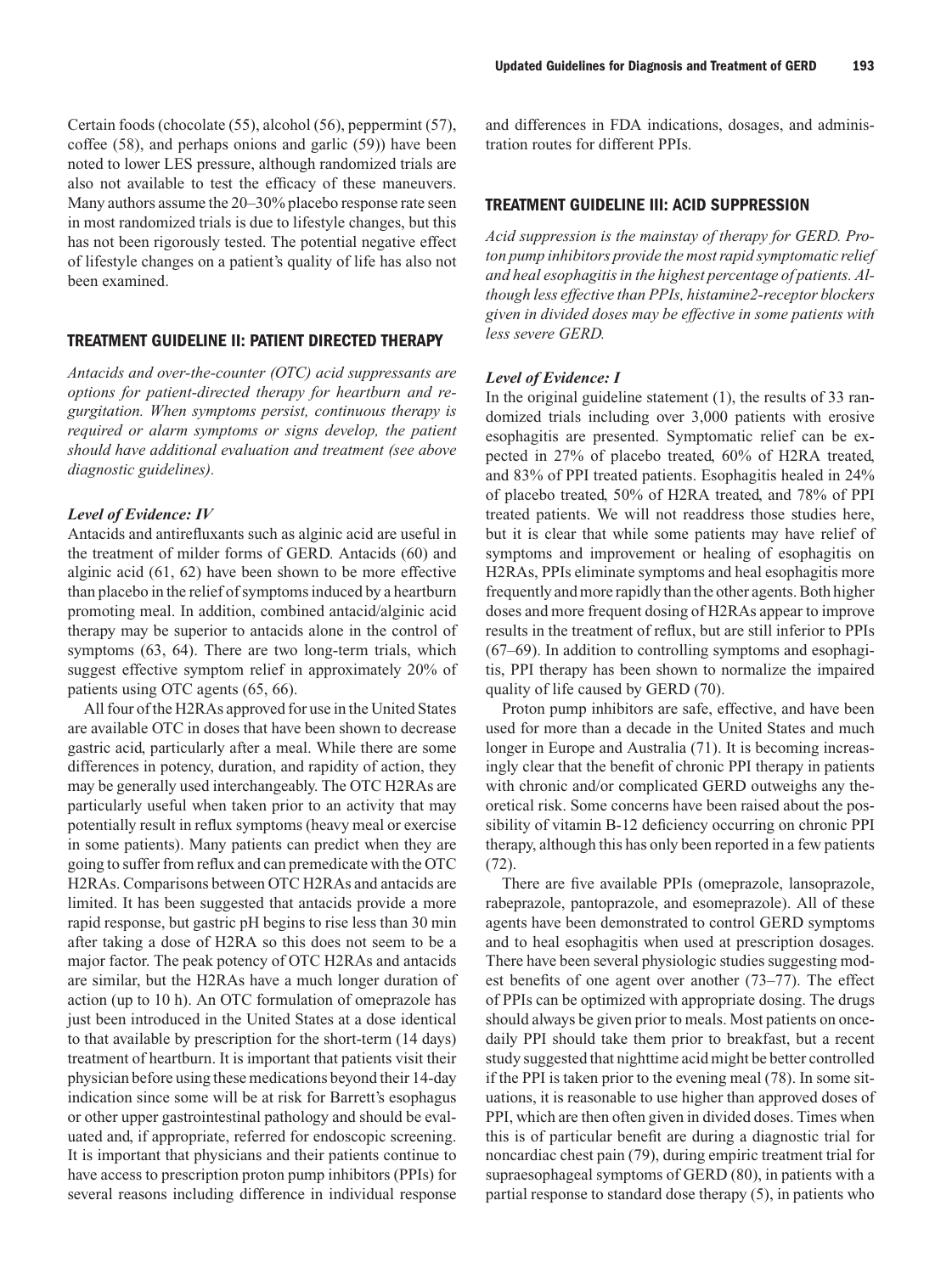Certain foods (chocolate (55), alcohol (56), peppermint (57), coffee (58), and perhaps onions and garlic (59)) have been noted to lower LES pressure, although randomized trials are also not available to test the efficacy of these maneuvers. Many authors assume the 20–30% placebo response rate seen in most randomized trials is due to lifestyle changes, but this has not been rigorously tested. The potential negative effect of lifestyle changes on a patient's quality of life has also not been examined.

## TREATMENT GUIDELINE II: PATIENT DIRECTED THERAPY

*Antacids and over-the-counter (OTC) acid suppressants are options for patient-directed therapy for heartburn and regurgitation. When symptoms persist, continuous therapy is required or alarm symptoms or signs develop, the patient should have additional evaluation and treatment (see above diagnostic guidelines).*

### *Level of Evidence: IV*

Antacids and antirefluxants such as alginic acid are useful in the treatment of milder forms of GERD. Antacids (60) and alginic acid (61, 62) have been shown to be more effective than placebo in the relief of symptoms induced by a heartburn promoting meal. In addition, combined antacid/alginic acid therapy may be superior to antacids alone in the control of symptoms (63, 64). There are two long-term trials, which suggest effective symptom relief in approximately 20% of patients using OTC agents (65, 66).

All four of the H2RAs approved for use in the United States are available OTC in doses that have been shown to decrease gastric acid, particularly after a meal. While there are some differences in potency, duration, and rapidity of action, they may be generally used interchangeably. The OTC H2RAs are particularly useful when taken prior to an activity that may potentially result in reflux symptoms (heavy meal or exercise in some patients). Many patients can predict when they are going to suffer from reflux and can premedicate with the OTC H2RAs. Comparisons between OTC H2RAs and antacids are limited. It has been suggested that antacids provide a more rapid response, but gastric pH begins to rise less than 30 min after taking a dose of H2RA so this does not seem to be a major factor. The peak potency of OTC H2RAs and antacids are similar, but the H2RAs have a much longer duration of action (up to 10 h). An OTC formulation of omeprazole has just been introduced in the United States at a dose identical to that available by prescription for the short-term (14 days) treatment of heartburn. It is important that patients visit their physician before using these medications beyond their 14-day indication since some will be at risk for Barrett's esophagus or other upper gastrointestinal pathology and should be evaluated and, if appropriate, referred for endoscopic screening. It is important that physicians and their patients continue to have access to prescription proton pump inhibitors (PPIs) for several reasons including difference in individual response and differences in FDA indications, dosages, and administration routes for different PPIs.

## TREATMENT GUIDELINE III: ACID SUPPRESSION

*Acid suppression is the mainstay of therapy for GERD. Proton pump inhibitors provide the most rapid symptomatic relief and heal esophagitis in the highest percentage of patients. Although less effective than PPIs, histamine2-receptor blockers given in divided doses may be effective in some patients with less severe GERD.*

### *Level of Evidence: I*

In the original guideline statement (1), the results of 33 randomized trials including over 3,000 patients with erosive esophagitis are presented. Symptomatic relief can be expected in 27% of placebo treated, 60% of H2RA treated, and 83% of PPI treated patients. Esophagitis healed in 24% of placebo treated, 50% of H2RA treated, and 78% of PPI treated patients. We will not readdress those studies here, but it is clear that while some patients may have relief of symptoms and improvement or healing of esophagitis on H2RAs, PPIs eliminate symptoms and heal esophagitis more frequently and more rapidly than the other agents. Both higher doses and more frequent dosing of H2RAs appear to improve results in the treatment of reflux, but are still inferior to PPIs (67–69). In addition to controlling symptoms and esophagitis, PPI therapy has been shown to normalize the impaired quality of life caused by GERD (70).

Proton pump inhibitors are safe, effective, and have been used for more than a decade in the United States and much longer in Europe and Australia (71). It is becoming increasingly clear that the benefit of chronic PPI therapy in patients with chronic and/or complicated GERD outweighs any theoretical risk. Some concerns have been raised about the possibility of vitamin B-12 deficiency occurring on chronic PPI therapy, although this has only been reported in a few patients (72).

There are five available PPIs (omeprazole, lansoprazole, rabeprazole, pantoprazole, and esomeprazole). All of these agents have been demonstrated to control GERD symptoms and to heal esophagitis when used at prescription dosages. There have been several physiologic studies suggesting modest benefits of one agent over another (73–77). The effect of PPIs can be optimized with appropriate dosing. The drugs should always be given prior to meals. Most patients on once-daily PPI should take them prior to breakfast, but a recent study suggested that nighttime acid might be better controlled if the PPI is taken prior to the evening meal (78). In some situations, it is reasonable to use higher than approved doses of PPI, which are then often given in divided doses. Times when this is of particular benefit are during a diagnostic trial for noncardiac chest pain (79), during empiric treatment trial for supraesophageal symptoms of GERD (80), in patients with a partial response to standard dose therapy (5), in patients who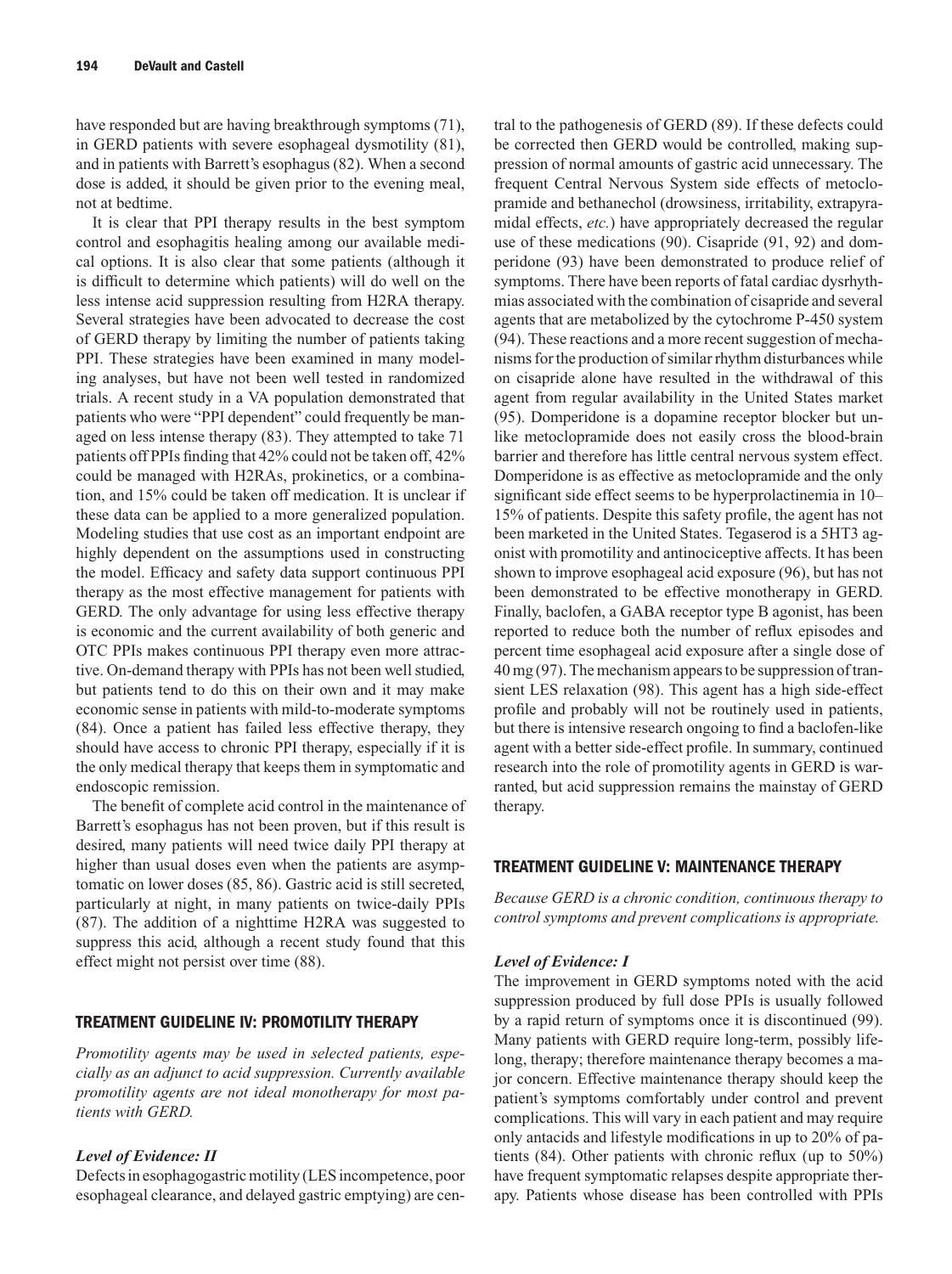have responded but are having breakthrough symptoms (71), in GERD patients with severe esophageal dysmotility (81), and in patients with Barrett's esophagus (82). When a second dose is added, it should be given prior to the evening meal, not at bedtime.

It is clear that PPI therapy results in the best symptom control and esophagitis healing among our available medical options. It is also clear that some patients (although it is difficult to determine which patients) will do well on the less intense acid suppression resulting from H2RA therapy. Several strategies have been advocated to decrease the cost of GERD therapy by limiting the number of patients taking PPI. These strategies have been examined in many modeling analyses, but have not been well tested in randomized trials. A recent study in a VA population demonstrated that patients who were "PPI dependent" could frequently be managed on less intense therapy (83). They attempted to take 71 patients off PPIs finding that 42% could not be taken off, 42% could be managed with H2RAs, prokinetics, or a combination, and 15% could be taken off medication. It is unclear if these data can be applied to a more generalized population. Modeling studies that use cost as an important endpoint are highly dependent on the assumptions used in constructing the model. Efficacy and safety data support continuous PPI therapy as the most effective management for patients with GERD. The only advantage for using less effective therapy is economic and the current availability of both generic and OTC PPIs makes continuous PPI therapy even more attractive. On-demand therapy with PPIs has not been well studied, but patients tend to do this on their own and it may make economic sense in patients with mild-to-moderate symptoms (84). Once a patient has failed less effective therapy, they should have access to chronic PPI therapy, especially if it is the only medical therapy that keeps them in symptomatic and endoscopic remission.

The benefit of complete acid control in the maintenance of Barrett's esophagus has not been proven, but if this result is desired, many patients will need twice daily PPI therapy at higher than usual doses even when the patients are asymptomatic on lower doses (85, 86). Gastric acid is still secreted, particularly at night, in many patients on twice-daily PPIs (87). The addition of a nighttime H2RA was suggested to suppress this acid, although a recent study found that this effect might not persist over time (88).

## TREATMENT GUIDELINE IV: PROMOTILITY THERAPY

*Promotility agents may be used in selected patients, especially as an adjunct to acid suppression. Currently available promotility agents are not ideal monotherapy for most patients with GERD.*

### *Level of Evidence: II*

Defects in esophagogastric motility (LES incompetence, poor esophageal clearance, and delayed gastric emptying) are central to the pathogenesis of GERD (89). If these defects could be corrected then GERD would be controlled, making suppression of normal amounts of gastric acid unnecessary. The frequent Central Nervous System side effects of metoclopramide and bethanechol (drowsiness, irritability, extrapyramidal effects, *etc.*) have appropriately decreased the regular use of these medications (90). Cisapride (91, 92) and domperidone (93) have been demonstrated to produce relief of symptoms. There have been reports of fatal cardiac dysrhythmias associated with the combination of cisapride and several agents that are metabolized by the cytochrome P-450 system (94). These reactions and a more recent suggestion of mechanisms for the production of similar rhythm disturbances while on cisapride alone have resulted in the withdrawal of this agent from regular availability in the United States market (95). Domperidone is a dopamine receptor blocker but unlike metoclopramide does not easily cross the blood-brain barrier and therefore has little central nervous system effect. Domperidone is as effective as metoclopramide and the only significant side effect seems to be hyperprolactinemia in 10–15% of patients. Despite this safety profile, the agent has not been marketed in the United States. Tegaserod is a 5HT3 agonist with promotility and antinociceptive affects. It has been shown to improve esophageal acid exposure (96), but has not been demonstrated to be effective monotherapy in GERD. Finally, baclofen, a GABA receptor type B agonist, has been reported to reduce both the number of reflux episodes and percent time esophageal acid exposure after a single dose of 40 mg (97). The mechanism appears to be suppression of transient LES relaxation (98). This agent has a high side-effect profile and probably will not be routinely used in patients, but there is intensive research ongoing to find a baclofen-like agent with a better side-effect profile. In summary, continued research into the role of promotility agents in GERD is warranted, but acid suppression remains the mainstay of GERD therapy.

## TREATMENT GUIDELINE V: MAINTENANCE THERAPY

*Because GERD is a chronic condition, continuous therapy to control symptoms and prevent complications is appropriate.*

### *Level of Evidence: I*

The improvement in GERD symptoms noted with the acid suppression produced by full dose PPIs is usually followed by a rapid return of symptoms once it is discontinued (99). Many patients with GERD require long-term, possibly lifelong, therapy; therefore maintenance therapy becomes a major concern. Effective maintenance therapy should keep the patient's symptoms comfortably under control and prevent complications. This will vary in each patient and may require only antacids and lifestyle modifications in up to 20% of patients (84). Other patients with chronic reflux (up to 50%) have frequent symptomatic relapses despite appropriate therapy. Patients whose disease has been controlled with PPIs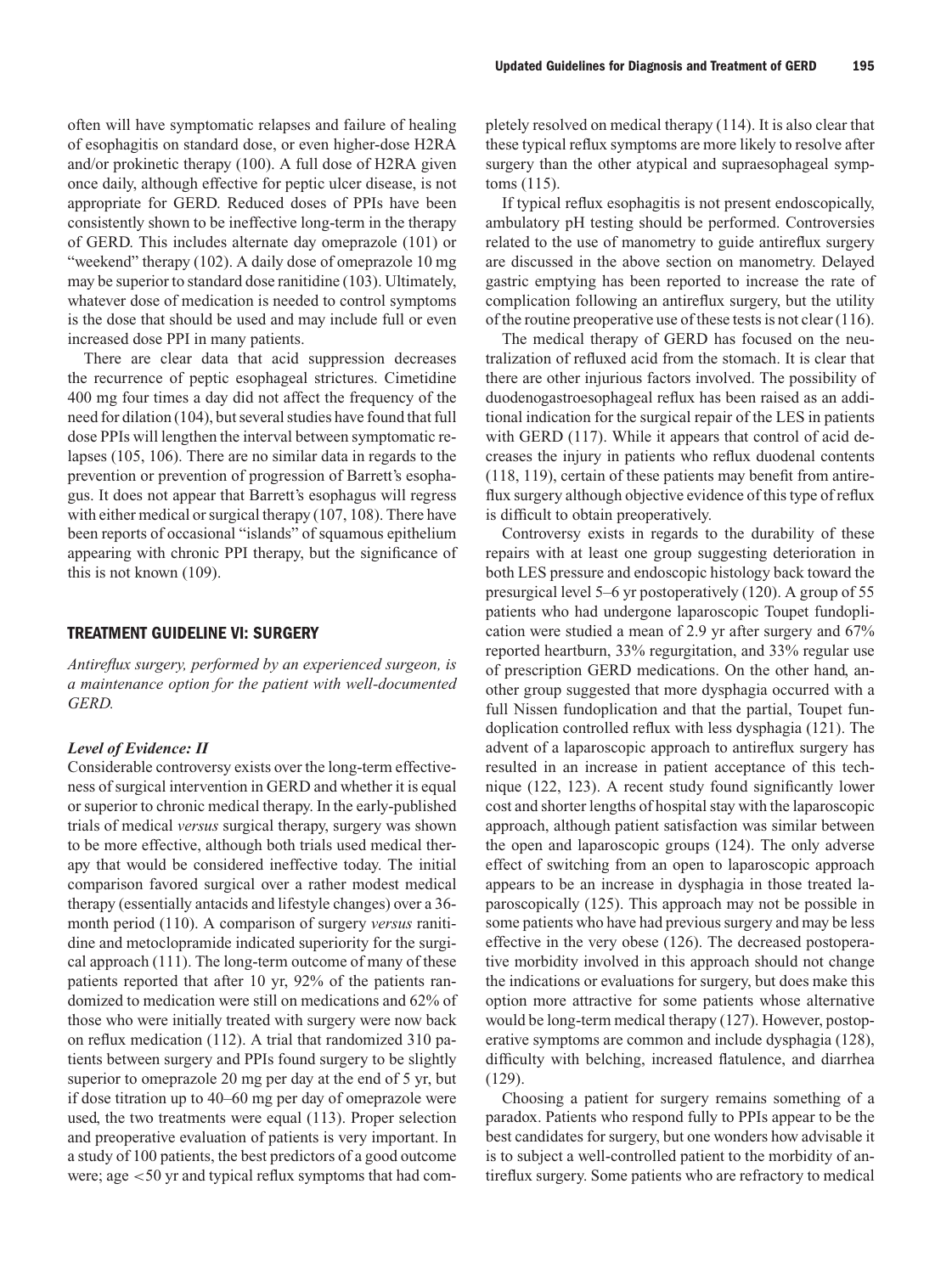often will have symptomatic relapses and failure of healing of esophagitis on standard dose, or even higher-dose H2RA and/or prokinetic therapy (100). A full dose of H2RA given once daily, although effective for peptic ulcer disease, is not appropriate for GERD. Reduced doses of PPIs have been consistently shown to be ineffective long-term in the therapy of GERD. This includes alternate day omeprazole (101) or "weekend" therapy (102). A daily dose of omeprazole 10 mg may be superior to standard dose ranitidine (103). Ultimately, whatever dose of medication is needed to control symptoms is the dose that should be used and may include full or even increased dose PPI in many patients.

There are clear data that acid suppression decreases the recurrence of peptic esophageal strictures. Cimetidine 400 mg four times a day did not affect the frequency of the need for dilation (104), but several studies have found that full dose PPIs will lengthen the interval between symptomatic relapses (105, 106). There are no similar data in regards to the prevention or prevention of progression of Barrett's esophagus. It does not appear that Barrett's esophagus will regress with either medical or surgical therapy (107, 108). There have been reports of occasional "islands" of squamous epithelium appearing with chronic PPI therapy, but the significance of this is not known (109).

## TREATMENT GUIDELINE VI: SURGERY

*Antireflux surgery, performed by an experienced surgeon, is a maintenance option for the patient with well-documented GERD.*

### *Level of Evidence: II*

Considerable controversy exists over the long-term effectiveness of surgical intervention in GERD and whether it is equal or superior to chronic medical therapy. In the early-published trials of medical *versus* surgical therapy, surgery was shown to be more effective, although both trials used medical therapy that would be considered ineffective today. The initial comparison favored surgical over a rather modest medical therapy (essentially antacids and lifestyle changes) over a 36-month period (110). A comparison of surgery *versus* ranitidine and metoclopramide indicated superiority for the surgical approach (111). The long-term outcome of many of these patients reported that after 10 yr, 92% of the patients randomized to medication were still on medications and 62% of those who were initially treated with surgery were now back on reflux medication (112). A trial that randomized 310 patients between surgery and PPIs found surgery to be slightly superior to omeprazole 20 mg per day at the end of 5 yr, but if dose titration up to 40–60 mg per day of omeprazole were used, the two treatments were equal (113). Proper selection and preoperative evaluation of patients is very important. In a study of 100 patients, the best predictors of a good outcome were; age <50 yr and typical reflux symptoms that had completely resolved on medical therapy (114). It is also clear that these typical reflux symptoms are more likely to resolve after surgery than the other atypical and supraesophageal symptoms (115).

If typical reflux esophagitis is not present endoscopically, ambulatory pH testing should be performed. Controversies related to the use of manometry to guide antireflux surgery are discussed in the above section on manometry. Delayed gastric emptying has been reported to increase the rate of complication following an antireflux surgery, but the utility of the routine preoperative use of these tests is not clear (116).

The medical therapy of GERD has focused on the neutralization of refluxed acid from the stomach. It is clear that there are other injurious factors involved. The possibility of duodenogastroesophageal reflux has been raised as an additional indication for the surgical repair of the LES in patients with GERD (117). While it appears that control of acid decreases the injury in patients who reflux duodenal contents (118, 119), certain of these patients may benefit from antireflux surgery although objective evidence of this type of reflux is difficult to obtain preoperatively.

Controversy exists in regards to the durability of these repairs with at least one group suggesting deterioration in both LES pressure and endoscopic histology back toward the presurgical level 5–6 yr postoperatively (120). A group of 55 patients who had undergone laparoscopic Toupet fundoplication were studied a mean of 2.9 yr after surgery and 67% reported heartburn, 33% regurgitation, and 33% regular use of prescription GERD medications. On the other hand, another group suggested that more dysphagia occurred with a full Nissen fundoplication and that the partial, Toupet fundoplication controlled reflux with less dysphagia (121). The advent of a laparoscopic approach to antireflux surgery has resulted in an increase in patient acceptance of this technique (122, 123). A recent study found significantly lower cost and shorter lengths of hospital stay with the laparoscopic approach, although patient satisfaction was similar between the open and laparoscopic groups (124). The only adverse effect of switching from an open to laparoscopic approach appears to be an increase in dysphagia in those treated laparoscopically (125). This approach may not be possible in some patients who have had previous surgery and may be less effective in the very obese (126). The decreased postoperative morbidity involved in this approach should not change the indications or evaluations for surgery, but does make this option more attractive for some patients whose alternative would be long-term medical therapy (127). However, postoperative symptoms are common and include dysphagia (128), difficulty with belching, increased flatulence, and diarrhea (129).

Choosing a patient for surgery remains something of a paradox. Patients who respond fully to PPIs appear to be the best candidates for surgery, but one wonders how advisable it is to subject a well-controlled patient to the morbidity of antireflux surgery. Some patients who are refractory to medical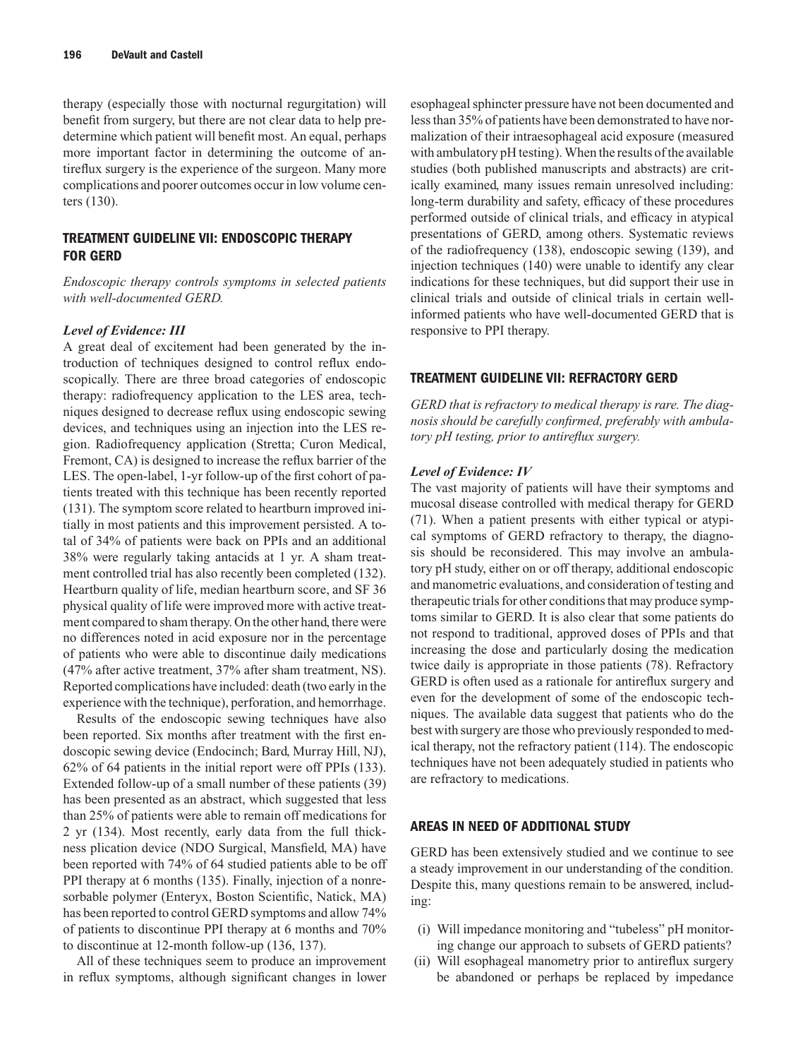therapy (especially those with nocturnal regurgitation) will benefit from surgery, but there are not clear data to help predetermine which patient will benefit most. An equal, perhaps more important factor in determining the outcome of antireflux surgery is the experience of the surgeon. Many more complications and poorer outcomes occur in low volume centers (130).

## TREATMENT GUIDELINE VII: ENDOSCOPIC THERAPY FOR GERD

*Endoscopic therapy controls symptoms in selected patients with well-documented GERD.*

### *Level of Evidence: III*

A great deal of excitement had been generated by the introduction of techniques designed to control reflux endoscopically. There are three broad categories of endoscopic therapy: radiofrequency application to the LES area, techniques designed to decrease reflux using endoscopic sewing devices, and techniques using an injection into the LES region. Radiofrequency application (Stretta; Curon Medical, Fremont, CA) is designed to increase the reflux barrier of the LES. The open-label, 1-yr follow-up of the first cohort of patients treated with this technique has been recently reported (131). The symptom score related to heartburn improved initially in most patients and this improvement persisted. A total of 34% of patients were back on PPIs and an additional 38% were regularly taking antacids at 1 yr. A sham treatment controlled trial has also recently been completed (132). Heartburn quality of life, median heartburn score, and SF 36 physical quality of life were improved more with active treatment compared to sham therapy. On the other hand, there were no differences noted in acid exposure nor in the percentage of patients who were able to discontinue daily medications (47% after active treatment, 37% after sham treatment, NS). Reported complications have included: death (two early in the experience with the technique), perforation, and hemorrhage.

Results of the endoscopic sewing techniques have also been reported. Six months after treatment with the first endoscopic sewing device (Endocinch; Bard, Murray Hill, NJ), 62% of 64 patients in the initial report were off PPIs (133). Extended follow-up of a small number of these patients (39) has been presented as an abstract, which suggested that less than 25% of patients were able to remain off medications for 2 yr (134). Most recently, early data from the full thickness plication device (NDO Surgical, Mansfield, MA) have been reported with 74% of 64 studied patients able to be off PPI therapy at 6 months (135). Finally, injection of a nonresorbable polymer (Enteryx, Boston Scientific, Natick, MA) has been reported to control GERD symptoms and allow 74% of patients to discontinue PPI therapy at 6 months and 70% to discontinue at 12-month follow-up (136, 137).

All of these techniques seem to produce an improvement in reflux symptoms, although significant changes in lower esophageal sphincter pressure have not been documented and less than 35% of patients have been demonstrated to have normalization of their intraesophageal acid exposure (measured with ambulatory pH testing). When the results of the available studies (both published manuscripts and abstracts) are critically examined, many issues remain unresolved including: long-term durability and safety, efficacy of these procedures performed outside of clinical trials, and efficacy in atypical presentations of GERD, among others. Systematic reviews of the radiofrequency (138), endoscopic sewing (139), and injection techniques (140) were unable to identify any clear indications for these techniques, but did support their use in clinical trials and outside of clinical trials in certain well-informed patients who have well-documented GERD that is responsive to PPI therapy.

## TREATMENT GUIDELINE VII: REFRACTORY GERD

*GERD that is refractory to medical therapy is rare. The diagnosis should be carefully confirmed, preferably with ambulatory pH testing, prior to antireflux surgery.*

### *Level of Evidence: IV*

The vast majority of patients will have their symptoms and mucosal disease controlled with medical therapy for GERD (71). When a patient presents with either typical or atypical symptoms of GERD refractory to therapy, the diagnosis should be reconsidered. This may involve an ambulatory pH study, either on or off therapy, additional endoscopic and manometric evaluations, and consideration of testing and therapeutic trials for other conditions that may produce symptoms similar to GERD. It is also clear that some patients do not respond to traditional, approved doses of PPIs and that increasing the dose and particularly dosing the medication twice daily is appropriate in those patients (78). Refractory GERD is often used as a rationale for antireflux surgery and even for the development of some of the endoscopic techniques. The available data suggest that patients who do the best with surgery are those who previously responded to medical therapy, not the refractory patient (114). The endoscopic techniques have not been adequately studied in patients who are refractory to medications.

## AREAS IN NEED OF ADDITIONAL STUDY

GERD has been extensively studied and we continue to see a steady improvement in our understanding of the condition. Despite this, many questions remain to be answered, including:

(i) Will impedance monitoring and "tubeless" pH monitoring change our approach to subsets of GERD patients?
(ii) Will esophageal manometry prior to antireflux surgery be abandoned or perhaps be replaced by impedance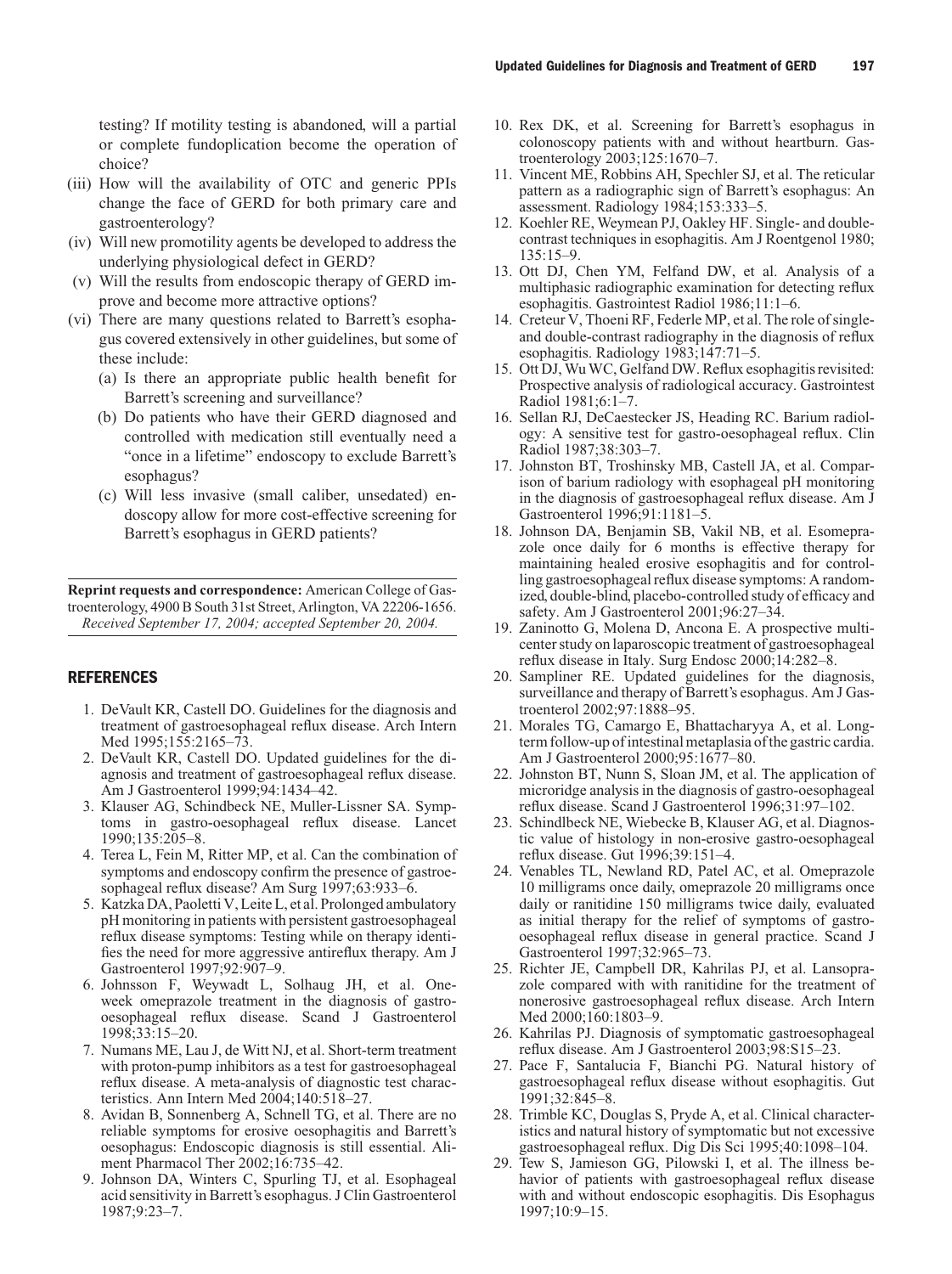testing? If motility testing is abandoned, will a partial or complete fundoplication become the operation of choice?

(iii) How will the availability of OTC and generic PPIs change the face of GERD for both primary care and gastroenterology?

(iv) Will new promotility agents be developed to address the underlying physiological defect in GERD?

(v) Will the results from endoscopic therapy of GERD improve and become more attractive options?

(vi) There are many questions related to Barrett's esophagus covered extensively in other guidelines, but some of these include:

  (a) Is there an appropriate public health benefit for Barrett's screening and surveillance?

  (b) Do patients who have their GERD diagnosed and controlled with medication still eventually need a "once in a lifetime" endoscopy to exclude Barrett's esophagus?

  (c) Will less invasive (small caliber, unsedated) endoscopy allow for more cost-effective screening for Barrett's esophagus in GERD patients?

---

**Reprint requests and correspondence:** American College of Gastroenterology, 4900 B South 31st Street, Arlington, VA 22206-1656.
*Received September 17, 2004; accepted September 20, 2004.*

---

## REFERENCES

1. DeVault KR, Castell DO. Guidelines for the diagnosis and treatment of gastroesophageal reflux disease. Arch Intern Med 1995;155:2165–73.
2. DeVault KR, Castell DO. Updated guidelines for the diagnosis and treatment of gastroesophageal reflux disease. Am J Gastroenterol 1999;94:1434–42.
3. Klauser AG, Schindbeck NE, Muller-Lissner SA. Symptoms in gastro-oesophageal reflux disease. Lancet 1990;135:205–8.
4. Terea L, Fein M, Ritter MP, et al. Can the combination of symptoms and endoscopy confirm the presence of gastroesophageal reflux disease? Am Surg 1997;63:933–6.
5. Katzka DA, Paoletti V, Leite L, et al. Prolonged ambulatory pH monitoring in patients with persistent gastroesophageal reflux disease symptoms: Testing while on therapy identifies the need for more aggressive antireflux therapy. Am J Gastroenterol 1997;92:907–9.
6. Johnsson F, Weywadt L, Solhaug JH, et al. One-week omeprazole treatment in the diagnosis of gastro-oesophageal reflux disease. Scand J Gastroenterol 1998;33:15–20.
7. Numans ME, Lau J, de Witt NJ, et al. Short-term treatment with proton-pump inhibitors as a test for gastroesophageal reflux disease. A meta-analysis of diagnostic test characteristics. Ann Intern Med 2004;140:518–27.
8. Avidan B, Sonnenberg A, Schnell TG, et al. There are no reliable symptoms for erosive oesophagitis and Barrett's oesophagus: Endoscopic diagnosis is still essential. Aliment Pharmacol Ther 2002;16:735–42.
9. Johnson DA, Winters C, Spurling TJ, et al. Esophageal acid sensitivity in Barrett's esophagus. J Clin Gastroenterol 1987;9:23–7.
10. Rex DK, et al. Screening for Barrett's esophagus in colonoscopy patients with and without heartburn. Gastroenterology 2003;125:1670–7.
11. Vincent ME, Robbins AH, Spechler SJ, et al. The reticular pattern as a radiographic sign of Barrett's esophagus: An assessment. Radiology 1984;153:333–5.
12. Koehler RE, Weymean PJ, Oakley HF. Single- and double-contrast techniques in esophagitis. Am J Roentgenol 1980;135:15–9.
13. Ott DJ, Chen YM, Felfand DW, et al. Analysis of a multiphasic radiographic examination for detecting reflux esophagitis. Gastrointest Radiol 1986;11:1–6.
14. Creteur V, Thoeni RF, Federle MP, et al. The role of single- and double-contrast radiography in the diagnosis of reflux esophagitis. Radiology 1983;147:71–5.
15. Ott DJ, Wu WC, Gelfand DW. Reflux esophagitis revisited: Prospective analysis of radiological accuracy. Gastrointest Radiol 1981;6:1–7.
16. Sellan RJ, DeCaestecker JS, Heading RC. Barium radiology: A sensitive test for gastro-oesophageal reflux. Clin Radiol 1987;38:303–7.
17. Johnston BT, Troshinsky MB, Castell JA, et al. Comparison of barium radiology with esophageal pH monitoring in the diagnosis of gastroesophageal reflux disease. Am J Gastroenterol 1996;91:1181–5.
18. Johnson DA, Benjamin SB, Vakil NB, et al. Esomeprazole once daily for 6 months is effective therapy for maintaining healed erosive esophagitis and for controlling gastroesophageal reflux disease symptoms: A randomized, double-blind, placebo-controlled study of efficacy and safety. Am J Gastroenterol 2001;96:27–34.
19. Zaninotto G, Molena D, Ancona E. A prospective multicenter study on laparoscopic treatment of gastroesophageal reflux disease in Italy. Surg Endosc 2000;14:282–8.
20. Sampliner RE. Updated guidelines for the diagnosis, surveillance and therapy of Barrett's esophagus. Am J Gastroenterol 2002;97:1888–95.
21. Morales TG, Camargo E, Bhattacharyya A, et al. Long-term follow-up of intestinal metaplasia of the gastric cardia. Am J Gastroenterol 2000;95:1677–80.
22. Johnston BT, Nunn S, Sloan JM, et al. The application of microridge analysis in the diagnosis of gastro-oesophageal reflux disease. Scand J Gastroenterol 1996;31:97–102.
23. Schindlbeck NE, Wiebecke B, Klauser AG, et al. Diagnostic value of histology in non-erosive gastro-oesophageal reflux disease. Gut 1996;39:151–4.
24. Venables TL, Newland RD, Patel AC, et al. Omeprazole 10 milligrams once daily, omeprazole 20 milligrams once daily or ranitidine 150 milligrams twice daily, evaluated as initial therapy for the relief of symptoms of gastro-oesophageal reflux disease in general practice. Scand J Gastroenterol 1997;32:965–73.
25. Richter JE, Campbell DR, Kahrilas PJ, et al. Lansoprazole compared with with ranitidine for the treatment of nonerosive gastroesophageal reflux disease. Arch Intern Med 2000;160:1803–9.
26. Kahrilas PJ. Diagnosis of symptomatic gastroesophageal reflux disease. Am J Gastroenterol 2003;98:S15–23.
27. Pace F, Santalucia F, Bianchi PG. Natural history of gastroesophageal reflux disease without esophagitis. Gut 1991;32:845–8.
28. Trimble KC, Douglas S, Pryde A, et al. Clinical characteristics and natural history of symptomatic but not excessive gastroesophageal reflux. Dig Dis Sci 1995;40:1098–104.
29. Tew S, Jamieson GG, Pilowski I, et al. The illness behavior of patients with gastroesophageal reflux disease with and without endoscopic esophagitis. Dis Esophagus 1997;10:9–15.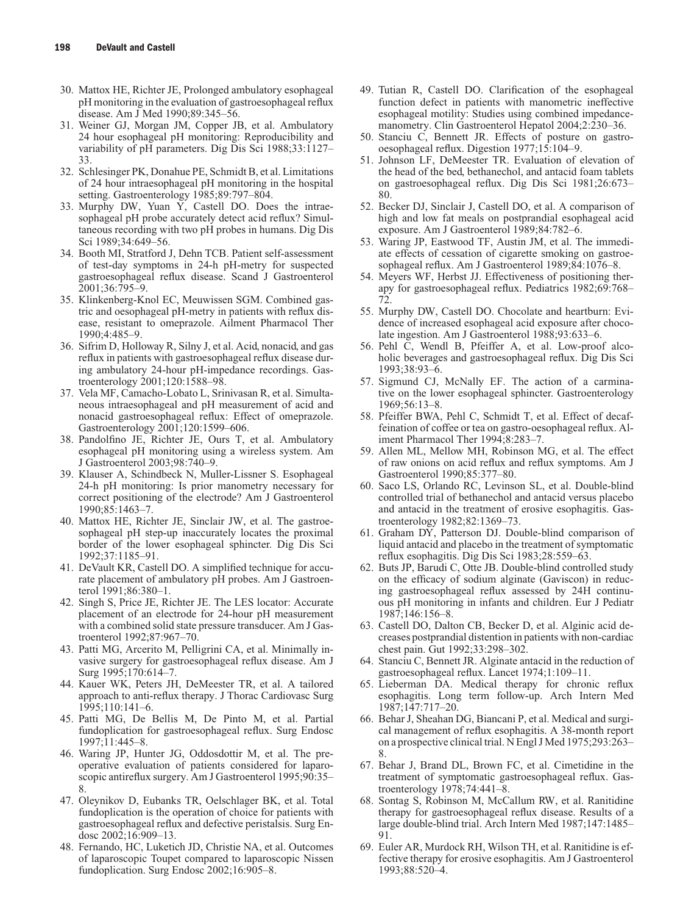30. Mattox HE, Richter JE, Prolonged ambulatory esophageal pH monitoring in the evaluation of gastroesophageal reflux disease. Am J Med 1990;89:345–56.
31. Weiner GJ, Morgan JM, Copper JB, et al. Ambulatory 24 hour esophageal pH monitoring: Reproducibility and variability of pH parameters. Dig Dis Sci 1988;33:1127–33.
32. Schlesinger PK, Donahue PE, Schmidt B, et al. Limitations of 24 hour intraesophageal pH monitoring in the hospital setting. Gastroenterology 1985;89:797–804.
33. Murphy DW, Yuan Y, Castell DO. Does the intraesophageal pH probe accurately detect acid reflux? Simultaneous recording with two pH probes in humans. Dig Dis Sci 1989;34:649–56.
34. Booth MI, Stratford J, Dehn TCB. Patient self-assessment of test-day symptoms in 24-h pH-metry for suspected gastroesophageal reflux disease. Scand J Gastroenterol 2001;36:795–9.
35. Klinkenberg-Knol EC, Meuwissen SGM. Combined gastric and oesophageal pH-metry in patients with reflux disease, resistant to omeprazole. Ailment Pharmacol Ther 1990;4:485–9.
36. Sifrim D, Holloway R, Silny J, et al. Acid, nonacid, and gas reflux in patients with gastroesophageal reflux disease during ambulatory 24-hour pH-impedance recordings. Gastroenterology 2001;120:1588–98.
37. Vela MF, Camacho-Lobato L, Srinivasan R, et al. Simultaneous intraesophageal and pH measurement of acid and nonacid gastroesophageal reflux: Effect of omeprazole. Gastroenterology 2001;120:1599–606.
38. Pandolfino JE, Richter JE, Ours T, et al. Ambulatory esophageal pH monitoring using a wireless system. Am J Gastroenterol 2003;98:740–9.
39. Klauser A, Schindbeck N, Muller-Lissner S. Esophageal 24-h pH monitoring: Is prior manometry necessary for correct positioning of the electrode? Am J Gastroenterol 1990;85:1463–7.
40. Mattox HE, Richter JE, Sinclair JW, et al. The gastroesophageal pH step-up inaccurately locates the proximal border of the lower esophageal sphincter. Dig Dis Sci 1992;37:1185–91.
41. DeVault KR, Castell DO. A simplified technique for accurate placement of ambulatory pH probes. Am J Gastroenterol 1991;86:380–1.
42. Singh S, Price JE, Richter JE. The LES locator: Accurate placement of an electrode for 24-hour pH measurement with a combined solid state pressure transducer. Am J Gastroenterol 1992;87:967–70.
43. Patti MG, Arcerito M, Pelligrini CA, et al. Minimally invasive surgery for gastroesophageal reflux disease. Am J Surg 1995;170:614–7.
44. Kauer WK, Peters JH, DeMeester TR, et al. A tailored approach to anti-reflux therapy. J Thorac Cardiovasc Surg 1995;110:141–6.
45. Patti MG, De Bellis M, De Pinto M, et al. Partial fundoplication for gastroesophageal reflux. Surg Endosc 1997;11:445–8.
46. Waring JP, Hunter JG, Oddosdottir M, et al. The preoperative evaluation of patients considered for laparoscopic antireflux surgery. Am J Gastroenterol 1995;90:35–8.
47. Oleynikov D, Eubanks TR, Oelschlager BK, et al. Total fundoplication is the operation of choice for patients with gastroesophageal reflux and defective peristalsis. Surg Endosc 2002;16:909–13.
48. Fernando, HC, Luketich JD, Christie NA, et al. Outcomes of laparoscopic Toupet compared to laparoscopic Nissen fundoplication. Surg Endosc 2002;16:905–8.
49. Tutian R, Castell DO. Clarification of the esophageal function defect in patients with manometric ineffective esophageal motility: Studies using combined impedance-manometry. Clin Gastroenterol Hepatol 2004;2:230–36.
50. Stanciu C, Bennett JR. Effects of posture on gastro-oesophageal reflux. Digestion 1977;15:104–9.
51. Johnson LF, DeMeester TR. Evaluation of elevation of the head of the bed, bethanechol, and antacid foam tablets on gastroesophageal reflux. Dig Dis Sci 1981;26:673–80.
52. Becker DJ, Sinclair J, Castell DO, et al. A comparison of high and low fat meals on postprandial esophageal acid exposure. Am J Gastroenterol 1989;84:782–6.
53. Waring JP, Eastwood TF, Austin JM, et al. The immediate effects of cessation of cigarette smoking on gastroesophageal reflux. Am J Gastroenterol 1989;84:1076–8.
54. Meyers WF, Herbst JJ. Effectiveness of positioning therapy for gastroesophageal reflux. Pediatrics 1982;69:768–72.
55. Murphy DW, Castell DO. Chocolate and heartburn: Evidence of increased esophageal acid exposure after chocolate ingestion. Am J Gastroenterol 1988;93:633–6.
56. Pehl C, Wendl B, Pfeiffer A, et al. Low-proof alcoholic beverages and gastroesophageal reflux. Dig Dis Sci 1993;38:93–6.
57. Sigmund CJ, McNally EF. The action of a carminative on the lower esophageal sphincter. Gastroenterology 1969;56:13–8.
58. Pfeiffer BWA, Pehl C, Schmidt T, et al. Effect of decaffeination of coffee or tea on gastro-oesophageal reflux. Aliment Pharmacol Ther 1994;8:283–7.
59. Allen ML, Mellow MH, Robinson MG, et al. The effect of raw onions on acid reflux and reflux symptoms. Am J Gastroenterol 1990;85:377–80.
60. Saco LS, Orlando RC, Levinson SL, et al. Double-blind controlled trial of bethanechol and antacid versus placebo and antacid in the treatment of erosive esophagitis. Gastroenterology 1982;82:1369–73.
61. Graham DY, Patterson DJ. Double-blind comparison of liquid antacid and placebo in the treatment of symptomatic reflux esophagitis. Dig Dis Sci 1983;28:559–63.
62. Buts JP, Barudi C, Otte JB. Double-blind controlled study on the efficacy of sodium alginate (Gaviscon) in reducing gastroesophageal reflux assessed by 24H continuous pH monitoring in infants and children. Eur J Pediatr 1987;146:156–8.
63. Castell DO, Dalton CB, Becker D, et al. Alginic acid decreases postprandial distention in patients with non-cardiac chest pain. Gut 1992;33:298–302.
64. Stanciu C, Bennett JR. Alginate antacid in the reduction of gastroesophageal reflux. Lancet 1974;1:109–11.
65. Lieberman DA. Medical therapy for chronic reflux esophagitis. Long term follow-up. Arch Intern Med 1987;147:717–20.
66. Behar J, Sheahan DG, Biancani P, et al. Medical and surgical management of reflux esophagitis. A 38-month report on a prospective clinical trial. N Engl J Med 1975;293:263–8.
67. Behar J, Brand DL, Brown FC, et al. Cimetidine in the treatment of symptomatic gastroesophageal reflux. Gastroenterology 1978;74:441–8.
68. Sontag S, Robinson M, McCallum RW, et al. Ranitidine therapy for gastroesophageal reflux disease. Results of a large double-blind trial. Arch Intern Med 1987;147:1485–91.
69. Euler AR, Murdock RH, Wilson TH, et al. Ranitidine is effective therapy for erosive esophagitis. Am J Gastroenterol 1993;88:520–4.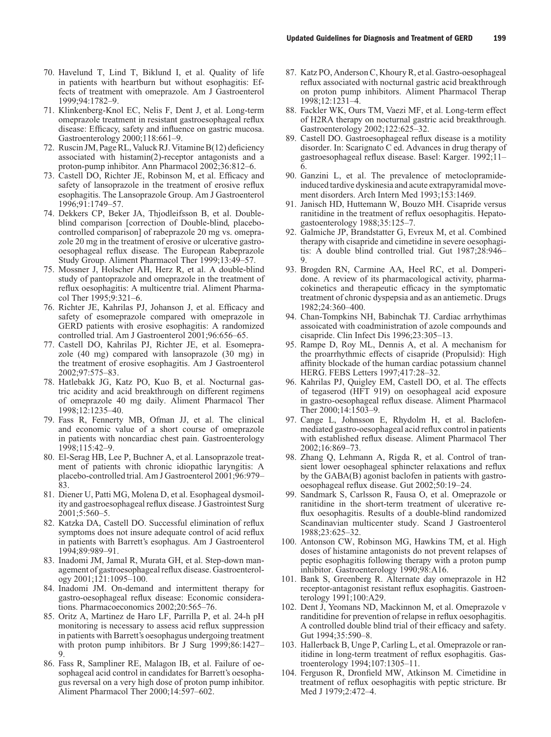70. Havelund T, Lind T, Biklund I, et al. Quality of life in patients with heartburn but without esophagitis: Effects of treatment with omeprazole. Am J Gastroenterol 1999;94:1782–9.
71. Klinkenberg-Knol EC, Nelis F, Dent J, et al. Long-term omeprazole treatment in resistant gastroesophageal reflux disease: Efficacy, safety and influence on gastric mucosa. Gastroenterology 2000;118:661–9.
72. Ruscin JM, Page RL, Valuck RJ. Vitamine B(12) deficiency associated with histamin(2)-receptor antagonists and a proton-pump inhibitor. Ann Pharmacol 2002;36:812–6.
73. Castell DO, Richter JE, Robinson M, et al. Efficacy and safety of lansoprazole in the treatment of erosive reflux esophagitis. The Lansoprazole Group. Am J Gastroenterol 1996;91:1749–57.
74. Dekkers CP, Beker JA, Thjodleifsson B, et al. Double-blind comparison [correction of Double-blind, placebo-controlled comparison] of rabeprazole 20 mg vs. omeprazole 20 mg in the treatment of erosive or ulcerative gastro-oesophageal reflux disease. The European Rabeprazole Study Group. Aliment Pharmacol Ther 1999;13:49–57.
75. Mossner J, Holscher AH, Herz R, et al. A double-blind study of pantoprazole and omeprazole in the treatment of reflux oesophagitis: A multicentre trial. Aliment Pharmacol Ther 1995;9:321–6.
76. Richter JE, Kahrilas PJ, Johanson J, et al. Efficacy and safety of esomeprazole compared with omeprazole in GERD patients with erosive esophagitis: A randomized controlled trial. Am J Gastroenterol 2001;96:656–65.
77. Castell DO, Kahrilas PJ, Richter JE, et al. Esomeprazole (40 mg) compared with lansoprazole (30 mg) in the treatment of erosive esophagitis. Am J Gastroenterol 2002;97:575–83.
78. Hatlebakk JG, Katz PO, Kuo B, et al. Nocturnal gastric acidity and acid breakthrough on different regimens of omeprazole 40 mg daily. Aliment Pharmacol Ther 1998;12:1235–40.
79. Fass R, Fennerty MB, Ofman JJ, et al. The clinical and economic value of a short course of omeprazole in patients with noncardiac chest pain. Gastroenterology 1998;115:42–9.
80. El-Serag HB, Lee P, Buchner A, et al. Lansoprazole treatment of patients with chronic idiopathic laryngitis: A placebo-controlled trial. Am J Gastroenterol 2001;96:979–83.
81. Diener U, Patti MG, Molena D, et al. Esophageal dysmoility and gastroesophageal reflux disease. J Gastrointest Surg 2001;5:560–5.
82. Katzka DA, Castell DO. Successful elimination of reflux symptoms does not insure adequate control of acid reflux in patients with Barrett's esophagus. Am J Gastroenterol 1994;89:989–91.
83. Inadomi JM, Jamal R, Murata GH, et al. Step-down management of gastroesophageal reflux disease. Gastroenterology 2001;121:1095–100.
84. Inadomi JM. On-demand and intermittent therapy for gastro-oesophageal reflux disease: Economic considerations. Pharmacoeconomics 2002;20:565–76.
85. Oritz A, Martinez de Haro LF, Parrilla P, et al. 24-h pH monitoring is necessary to assess acid reflux suppression in patients with Barrett's oesophagus undergoing treatment with proton pump inhibitors. Br J Surg 1999;86:1427–9.
86. Fass R, Sampliner RE, Malagon IB, et al. Failure of oesophageal acid control in candidates for Barrett's oesophagus reversal on a very high dose of proton pump inhibitor. Aliment Pharmacol Ther 2000;14:597–602.
87. Katz PO, Anderson C, Khoury R, et al. Gastro-oesophageal reflux associated with nocturnal gastric acid breakthrough on proton pump inhibitors. Aliment Pharmacol Therap 1998;12:1231–4.
88. Fackler WK, Ours TM, Vaezi MF, et al. Long-term effect of H2RA therapy on nocturnal gastric acid breakthrough. Gastroenterology 2002;122:625–32.
89. Castell DO. Gastroesophageal reflux disease is a motility disorder. In: Scarignato C ed. Advances in drug therapy of gastroesophageal reflux disease. Basel: Karger. 1992;11–6.
90. Ganzini L, et al. The prevalence of metoclopramide-induced tardive dyskinesia and acute extrapyramidal movement disorders. Arch Intern Med 1993;153:1469.
91. Janisch HD, Huttemann W, Bouzo MH. Cisapride versus ranitidine in the treatment of reflux oesophagitis. Hepatogastroenterology 1988;35:125–7.
92. Galmiche JP, Brandstatter G, Evreux M, et al. Combined therapy with cisapride and cimetidine in severe oesophagitis: A double blind controlled trial. Gut 1987;28:946–9.
93. Brogden RN, Carmine AA, Heel RC, et al. Domperidone. A review of its pharmacological activity, pharmacokinetics and therapeutic efficacy in the symptomatic treatment of chronic dyspepsia and as an antiemetic. Drugs 1982;24:360–400.
94. Chan-Tompkins NH, Babinchak TJ. Cardiac arrhythimas assoicated with coadministration of azole compounds and cisapride. Clin Infect Dis 1996;23:305–13.
95. Rampe D, Roy ML, Dennis A, et al. A mechanism for the proarrhythmic effects of cisapride (Propulsid): High affinity blockade of the human cardiac potassium channel HERG. FEBS Letters 1997;417:28–32.
96. Kahrilas PJ, Quigley EM, Castell DO, et al. The effects of tegaserod (HFT 919) on oesophageal acid exposure in gastro-oesophageal reflux disease. Aliment Pharmacol Ther 2000;14:1503–9.
97. Cange L, Johnsson E, Rhydolm H, et al. Baclofen-mediated gastro-oesophageal acid reflux control in patients with established reflux disease. Aliment Pharmacol Ther 2002;16:869–73.
98. Zhang Q, Lehmann A, Rigda R, et al. Control of transient lower oesophageal sphincter relaxations and reflux by the GABA(B) agonist baclofen in patients with gastro-oesophageal reflux disease. Gut 2002;50:19–24.
99. Sandmark S, Carlsson R, Fausa O, et al. Omeprazole or ranitidine in the short-term treatment of ulcerative reflux oesophagitis. Results of a double-blind randomized Scandinavian multicenter study. Scand J Gastroenterol 1988;23:625–32.
100. Antonson CW, Robinson MG, Hawkins TM, et al. High doses of histamine antagonists do not prevent relapses of peptic esophagitis following therapy with a proton pump inhibitor. Gastroenterology 1990;98:A16.
101. Bank S, Greenberg R. Alternate day omeprazole in H2 receptor-antagonist resistant reflux esophagitis. Gastroenterology 1991;100:A29.
102. Dent J, Yeomans ND, Mackinnon M, et al. Omeprazole v randitidine for prevention of relapse in reflux oesophagitis. A controlled double blind trial of their efficacy and safety. Gut 1994;35:590–8.
103. Hallerback B, Unge P, Carling L, et al. Omeprazole or ranitidine in long-term treatment of reflux esophagitis. Gastroenterology 1994;107:1305–11.
104. Ferguson R, Dronfield MW, Atkinson M. Cimetidine in treatment of reflux oesophagitis with peptic stricture. Br Med J 1979;2:472–4.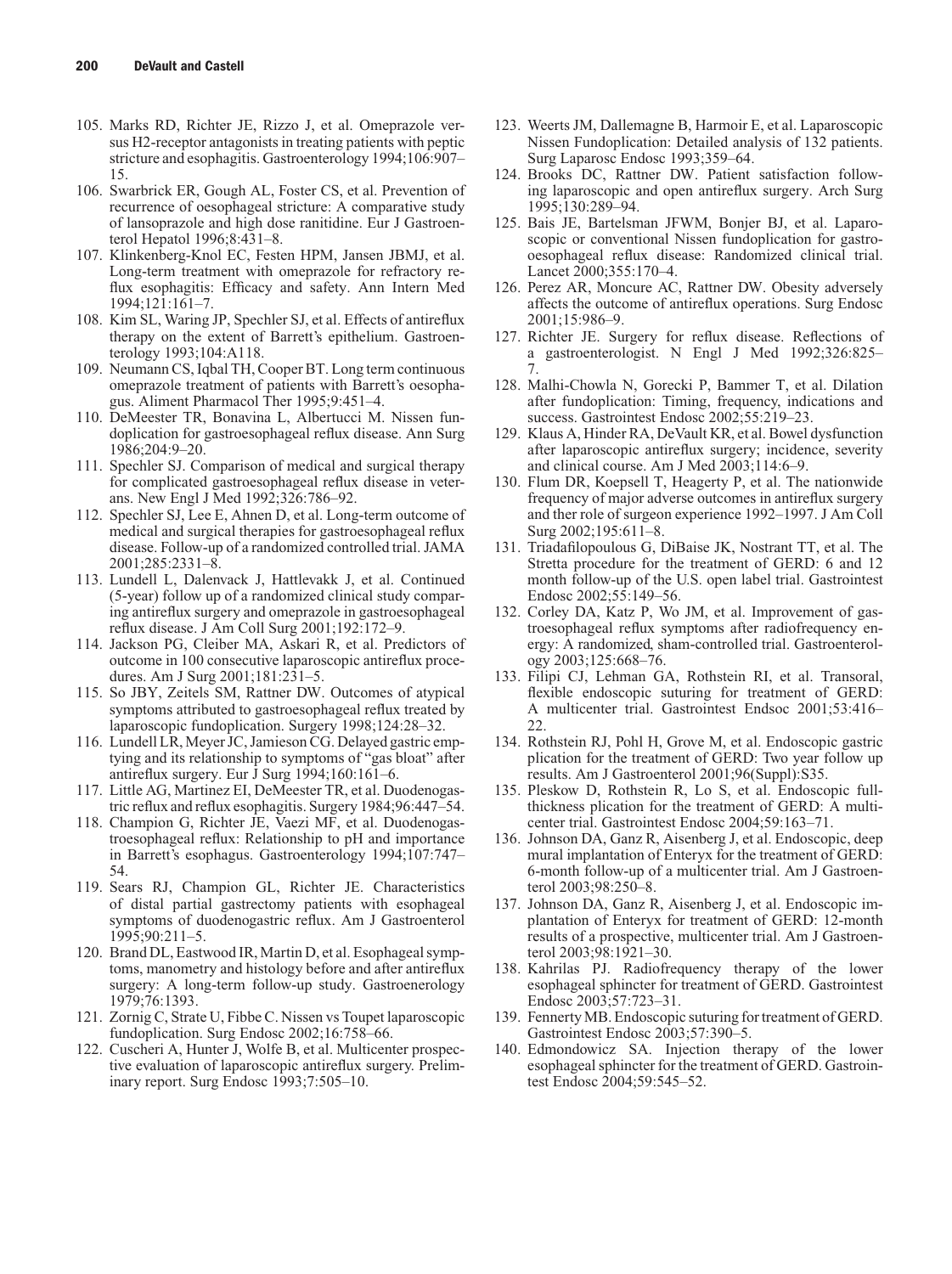105. Marks RD, Richter JE, Rizzo J, et al. Omeprazole versus H2-receptor antagonists in treating patients with peptic stricture and esophagitis. Gastroenterology 1994;106:907–15.
106. Swarbrick ER, Gough AL, Foster CS, et al. Prevention of recurrence of oesophageal stricture: A comparative study of lansoprazole and high dose ranitidine. Eur J Gastroenterol Hepatol 1996;8:431–8.
107. Klinkenberg-Knol EC, Festen HPM, Jansen JBMJ, et al. Long-term treatment with omeprazole for refractory reflux esophagitis: Efficacy and safety. Ann Intern Med 1994;121:161–7.
108. Kim SL, Waring JP, Spechler SJ, et al. Effects of antireflux therapy on the extent of Barrett's epithelium. Gastroenterology 1993;104:A118.
109. Neumann CS, Iqbal TH, Cooper BT. Long term continuous omeprazole treatment of patients with Barrett's oesophagus. Aliment Pharmacol Ther 1995;9:451–4.
110. DeMeester TR, Bonavina L, Albertucci M. Nissen fundoplication for gastroesophageal reflux disease. Ann Surg 1986;204:9–20.
111. Spechler SJ. Comparison of medical and surgical therapy for complicated gastroesophageal reflux disease in veterans. New Engl J Med 1992;326:786–92.
112. Spechler SJ, Lee E, Ahnen D, et al. Long-term outcome of medical and surgical therapies for gastroesophageal reflux disease. Follow-up of a randomized controlled trial. JAMA 2001;285:2331–8.
113. Lundell L, Dalenvack J, Hattlevakk J, et al. Continued (5-year) follow up of a randomized clinical study comparing antireflux surgery and omeprazole in gastroesophageal reflux disease. J Am Coll Surg 2001;192:172–9.
114. Jackson PG, Cleiber MA, Askari R, et al. Predictors of outcome in 100 consecutive laparoscopic antireflux procedures. Am J Surg 2001;181:231–5.
115. So JBY, Zeitels SM, Rattner DW. Outcomes of atypical symptoms attributed to gastroesophageal reflux treated by laparoscopic fundoplication. Surgery 1998;124:28–32.
116. Lundell LR, Meyer JC, Jamieson CG. Delayed gastric emptying and its relationship to symptoms of "gas bloat" after antireflux surgery. Eur J Surg 1994;160:161–6.
117. Little AG, Martinez EI, DeMeester TR, et al. Duodenogastric reflux and reflux esophagitis. Surgery 1984;96:447–54.
118. Champion G, Richter JE, Vaezi MF, et al. Duodenogastroesophageal reflux: Relationship to pH and importance in Barrett's esophagus. Gastroenterology 1994;107:747–54.
119. Sears RJ, Champion GL, Richter JE. Characteristics of distal partial gastrectomy patients with esophageal symptoms of duodenogastric reflux. Am J Gastroenterol 1995;90:211–5.
120. Brand DL, Eastwood IR, Martin D, et al. Esophageal symptoms, manometry and histology before and after antireflux surgery: A long-term follow-up study. Gastroenerology 1979;76:1393.
121. Zornig C, Strate U, Fibbe C. Nissen vs Toupet laparoscopic fundoplication. Surg Endosc 2002;16:758–66.
122. Cuscheri A, Hunter J, Wolfe B, et al. Multicenter prospective evaluation of laparoscopic antireflux surgery. Preliminary report. Surg Endosc 1993;7:505–10.
123. Weerts JM, Dallemagne B, Harmoir E, et al. Laparoscopic Nissen Fundoplication: Detailed analysis of 132 patients. Surg Laparosc Endosc 1993;359–64.
124. Brooks DC, Rattner DW. Patient satisfaction following laparoscopic and open antireflux surgery. Arch Surg 1995;130:289–94.
125. Bais JE, Bartelsman JFWM, Bonjer BJ, et al. Laparoscopic or conventional Nissen fundoplication for gastrooesophageal reflux disease: Randomized clinical trial. Lancet 2000;355:170–4.
126. Perez AR, Moncure AC, Rattner DW. Obesity adversely affects the outcome of antireflux operations. Surg Endosc 2001;15:986–9.
127. Richter JE. Surgery for reflux disease. Reflections of a gastroenterologist. N Engl J Med 1992;326:825–7.
128. Malhi-Chowla N, Gorecki P, Bammer T, et al. Dilation after fundoplication: Timing, frequency, indications and success. Gastrointest Endosc 2002;55:219–23.
129. Klaus A, Hinder RA, DeVault KR, et al. Bowel dysfunction after laparoscopic antireflux surgery; incidence, severity and clinical course. Am J Med 2003;114:6–9.
130. Flum DR, Koepsell T, Heagerty P, et al. The nationwide frequency of major adverse outcomes in antireflux surgery and ther role of surgeon experience 1992–1997. J Am Coll Surg 2002;195:611–8.
131. Triadafilopoulous G, DiBaise JK, Nostrant TT, et al. The Stretta procedure for the treatment of GERD: 6 and 12 month follow-up of the U.S. open label trial. Gastrointest Endosc 2002;55:149–56.
132. Corley DA, Katz P, Wo JM, et al. Improvement of gastroesophageal reflux symptoms after radiofrequency energy: A randomized, sham-controlled trial. Gastroenterology 2003;125:668–76.
133. Filipi CJ, Lehman GA, Rothstein RI, et al. Transoral, flexible endoscopic suturing for treatment of GERD: A multicenter trial. Gastrointest Endsoc 2001;53:416–22.
134. Rothstein RJ, Pohl H, Grove M, et al. Endoscopic gastric plication for the treatment of GERD: Two year follow up results. Am J Gastroenterol 2001;96(Suppl):S35.
135. Pleskow D, Rothstein R, Lo S, et al. Endoscopic full-thickness plication for the treatment of GERD: A multicenter trial. Gastrointest Endosc 2004;59:163–71.
136. Johnson DA, Ganz R, Aisenberg J, et al. Endoscopic, deep mural implantation of Enteryx for the treatment of GERD: 6-month follow-up of a multicenter trial. Am J Gastroenterol 2003;98:250–8.
137. Johnson DA, Ganz R, Aisenberg J, et al. Endoscopic implantation of Enteryx for treatment of GERD: 12-month results of a prospective, multicenter trial. Am J Gastroenterol 2003;98:1921–30.
138. Kahrilas PJ. Radiofrequency therapy of the lower esophageal sphincter for treatment of GERD. Gastrointest Endosc 2003;57:723–31.
139. Fennerty MB. Endoscopic suturing for treatment of GERD. Gastrointest Endosc 2003;57:390–5.
140. Edmondowicz SA. Injection therapy of the lower esophageal sphincter for the treatment of GERD. Gastrointest Endosc 2004;59:545–52.